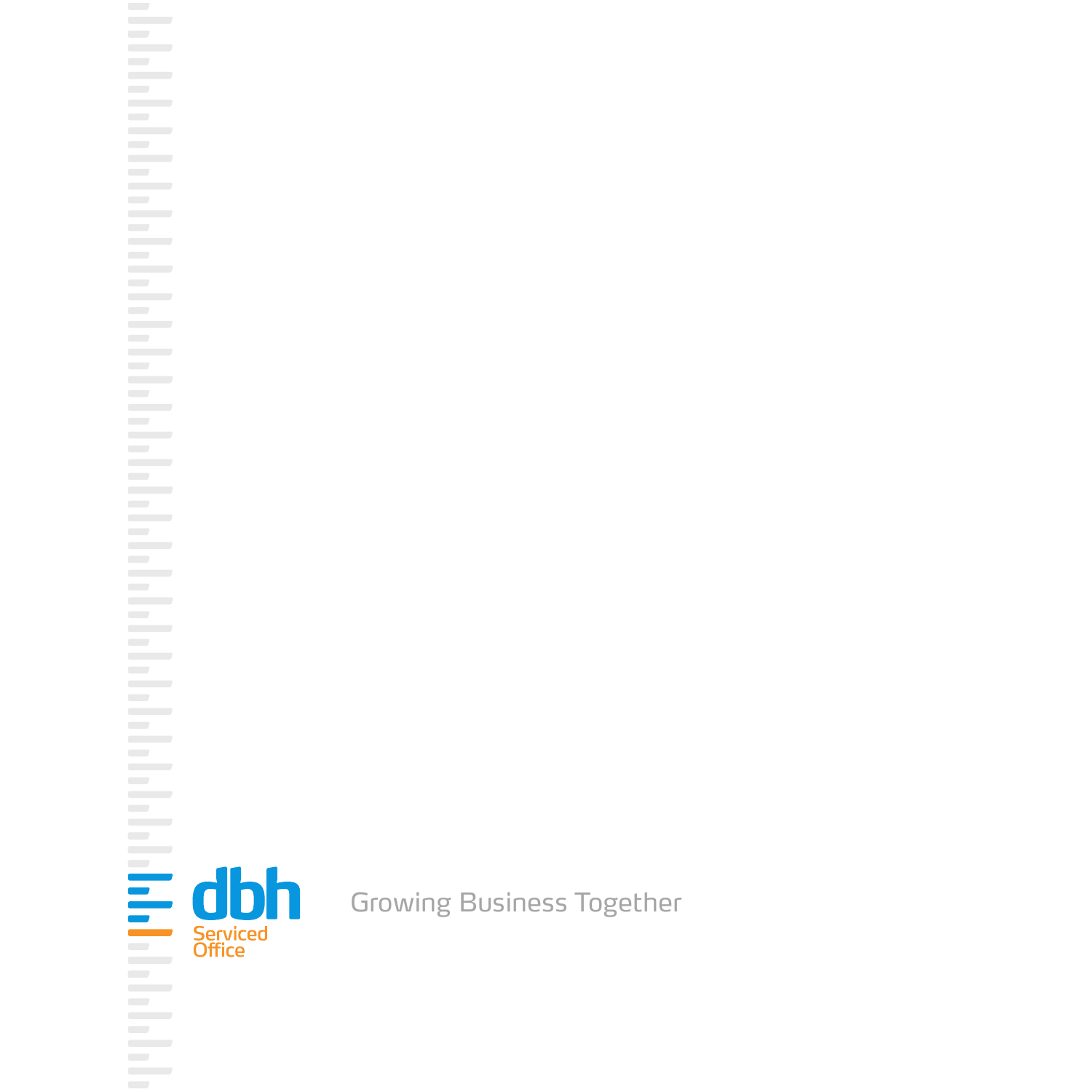dbh

Serviced Office

Growing Business Together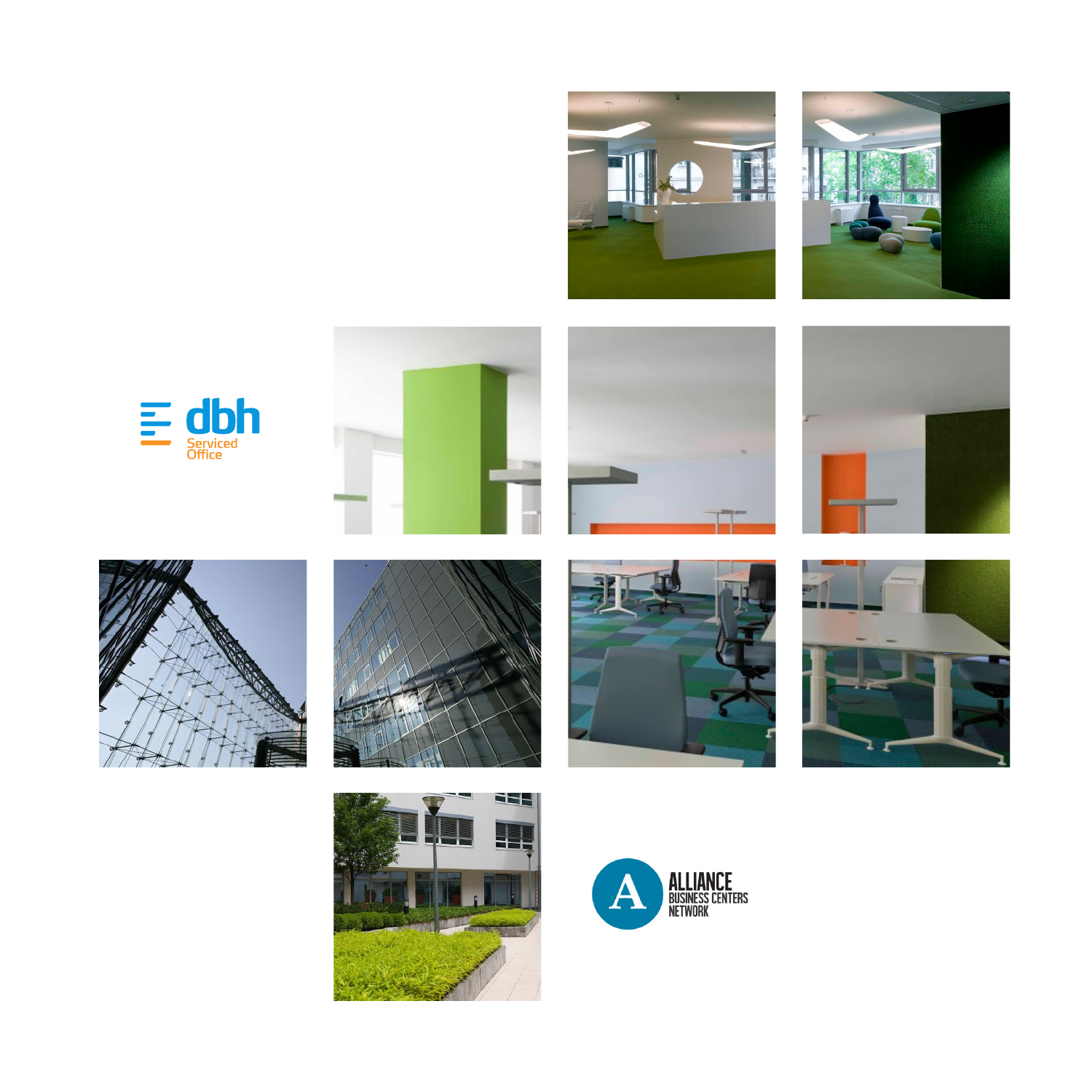dbh
Serviced Office

ALLIANCE
BUSINESS CENTERS
NETWORK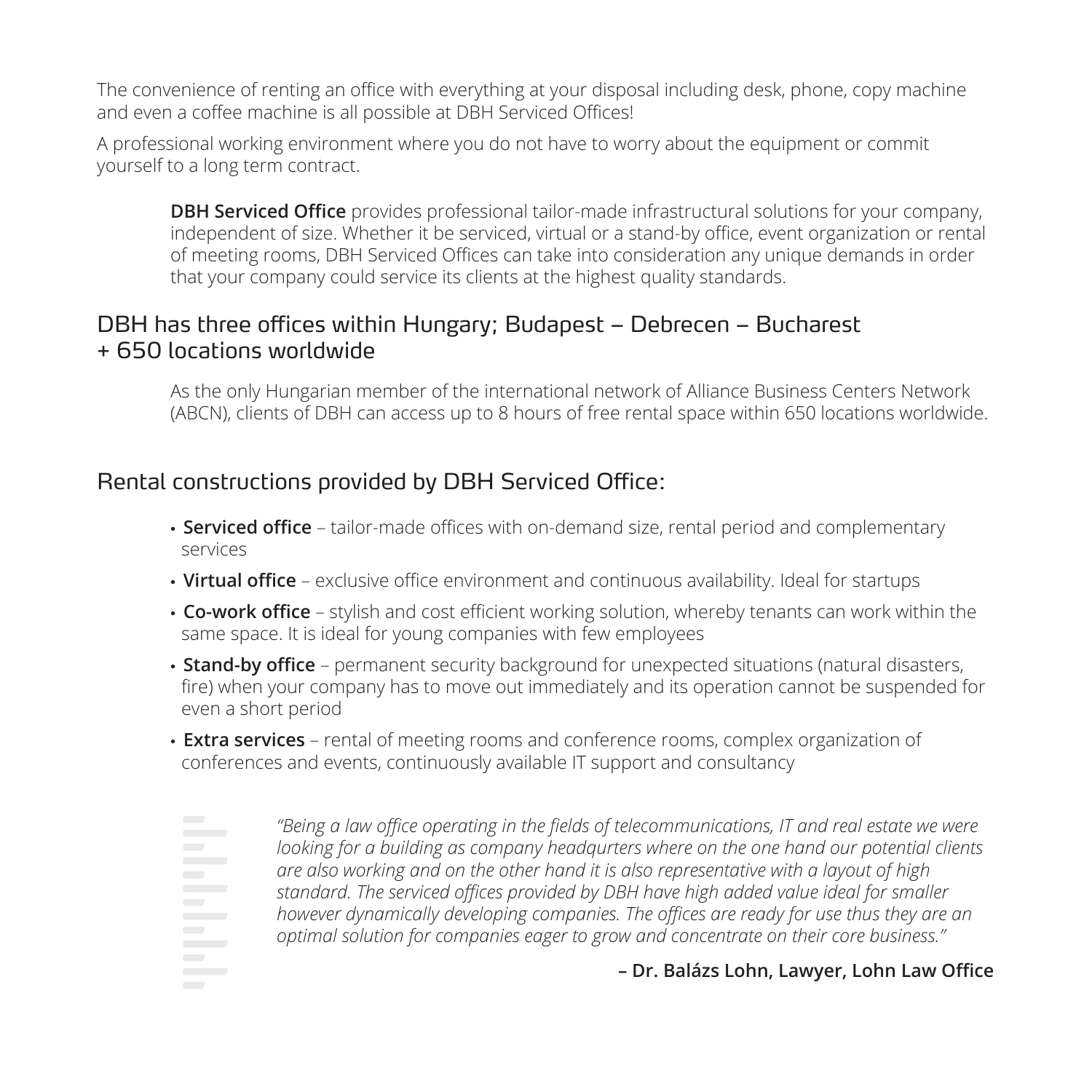The convenience of renting an office with everything at your disposal including desk, phone, copy machine and even a coffee machine is all possible at DBH Serviced Offices!

A professional working environment where you do not have to worry about the equipment or commit yourself to a long term contract.

**DBH Serviced Office** provides professional tailor-made infrastructural solutions for your company, independent of size. Whether it be serviced, virtual or a stand-by office, event organization or rental of meeting rooms, DBH Serviced Offices can take into consideration any unique demands in order that your company could service its clients at the highest quality standards.

## DBH has three offices within Hungary; Budapest – Debrecen – Bucharest + 650 locations worldwide

As the only Hungarian member of the international network of Alliance Business Centers Network (ABCN), clients of DBH can access up to 8 hours of free rental space within 650 locations worldwide.

## Rental constructions provided by DBH Serviced Office:

- **Serviced office** – tailor-made offices with on-demand size, rental period and complementary services
- **Virtual office** – exclusive office environment and continuous availability. Ideal for startups
- **Co-work office** – stylish and cost efficient working solution, whereby tenants can work within the same space. It is ideal for young companies with few employees
- **Stand-by office** – permanent security background for unexpected situations (natural disasters, fire) when your company has to move out immediately and its operation cannot be suspended for even a short period
- **Extra services** – rental of meeting rooms and conference rooms, complex organization of conferences and events, continuously available IT support and consultancy

*"Being a law office operating in the fields of telecommunications, IT and real estate we were looking for a building as company headqurters where on the one hand our potential clients are also working and on the other hand it is also representative with a layout of high standard. The serviced offices provided by DBH have high added value ideal for smaller however dynamically developing companies. The offices are ready for use thus they are an optimal solution for companies eager to grow and concentrate on their core business."*

**– Dr. Balázs Lohn, Lawyer, Lohn Law Office**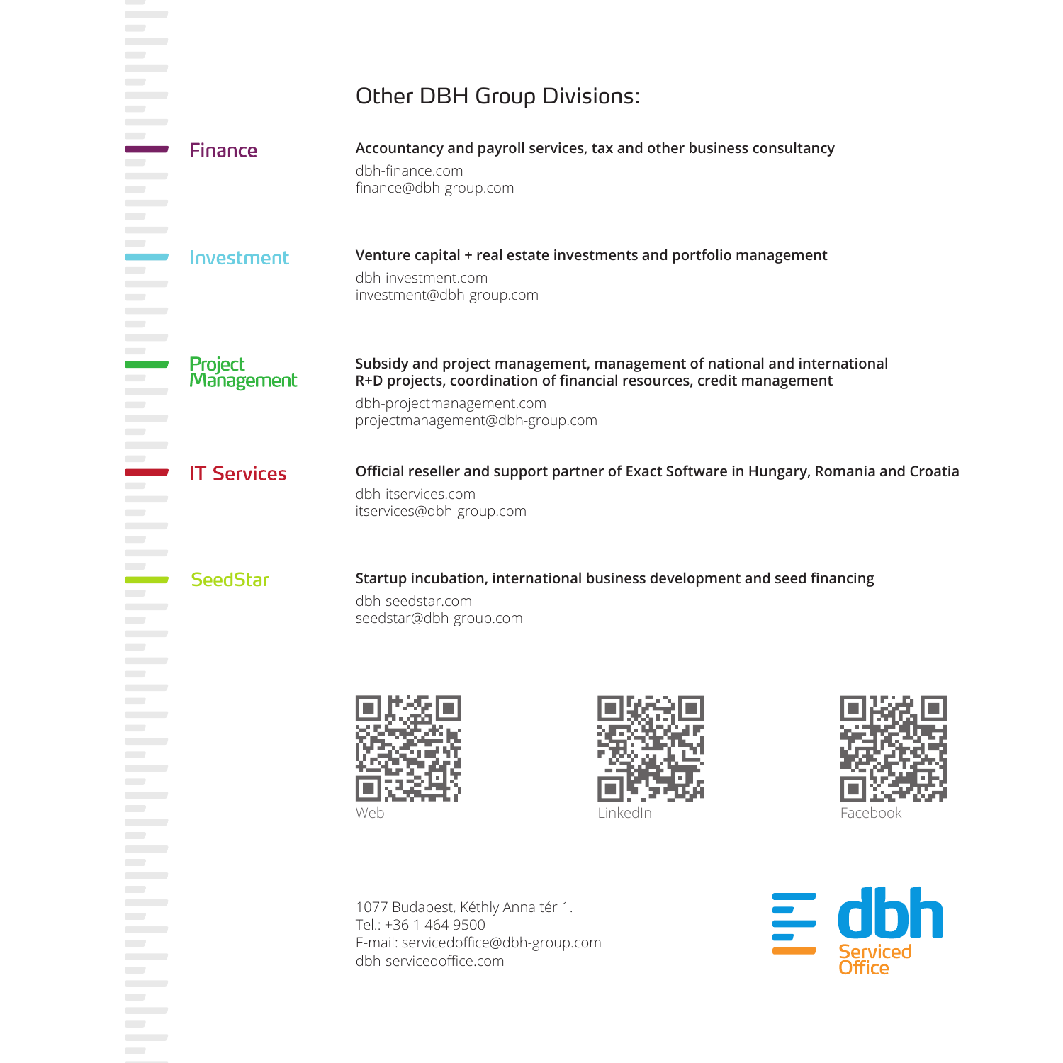## Other DBH Group Divisions:

### Finance

**Accountancy and payroll services, tax and other business consultancy**

dbh-finance.com
finance@dbh-group.com

### Investment

**Venture capital + real estate investments and portfolio management**

dbh-investment.com
investment@dbh-group.com

### Project Management

**Subsidy and project management, management of national and international R+D projects, coordination of financial resources, credit management**

dbh-projectmanagement.com
projectmanagement@dbh-group.com

### IT Services

**Official reseller and support partner of Exact Software in Hungary, Romania and Croatia**

dbh-itservices.com
itservices@dbh-group.com

### SeedStar

**Startup incubation, international business development and seed financing**

dbh-seedstar.com
seedstar@dbh-group.com

Web

LinkedIn

Facebook

1077 Budapest, Kéthly Anna tér 1.
Tel.: +36 1 464 9500
E-mail: servicedoffice@dbh-group.com
dbh-servicedoffice.com

dbh Serviced Office